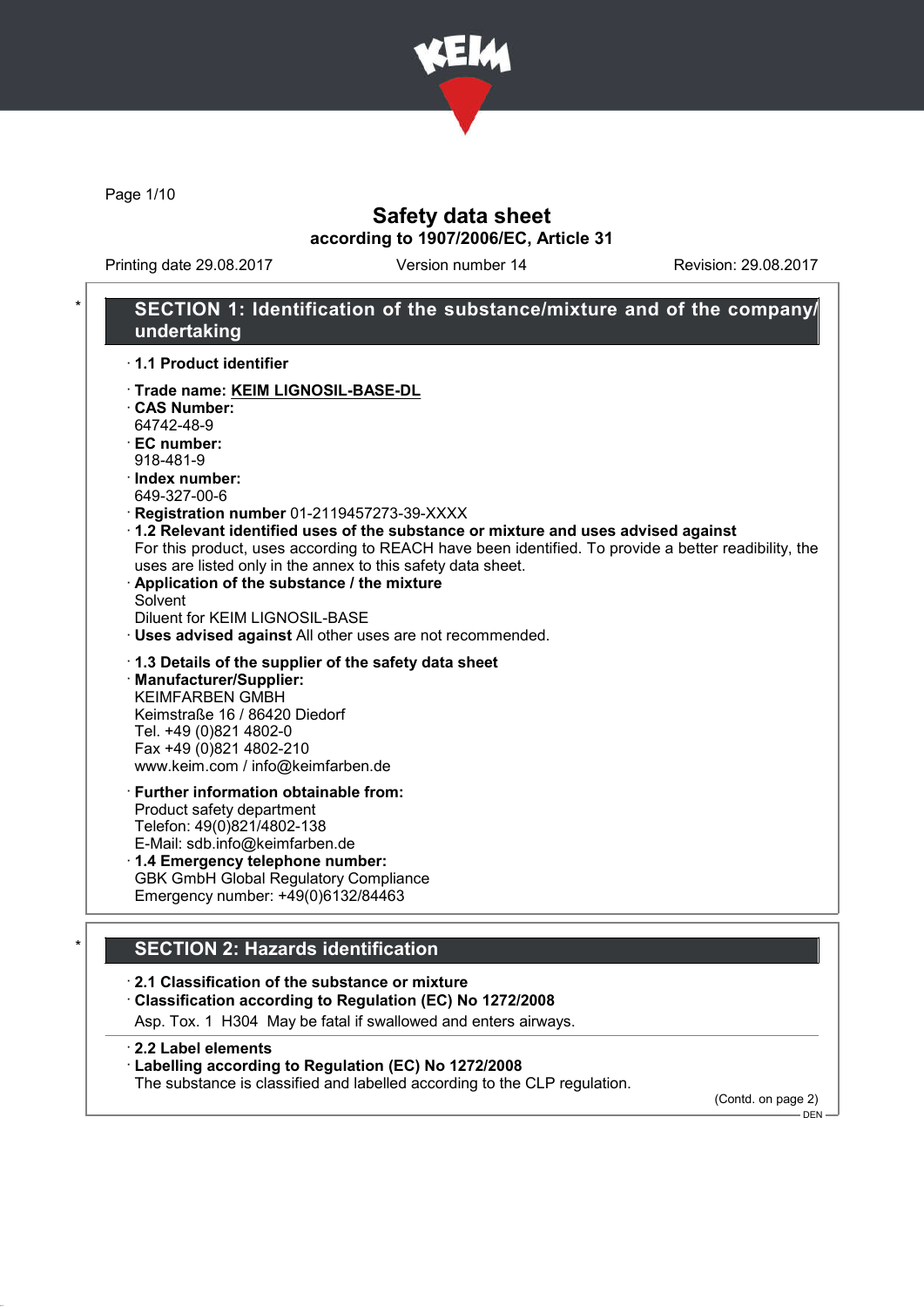# Safety data sheet

**according to 1907/2006/EC, Article 31**

Printing date 29.08.2017 | Version number 14 | Revision: 29.08.2017

## SECTION 1: Identification of the substance/mixture and of the company/undertaking

· **1.1 Product identifier**

· **Trade name: KEIM LIGNOSIL-BASE-DL**
· **CAS Number:**
64742-48-9
· **EC number:**
918-481-9
· **Index number:**
649-327-00-6
· **Registration number** 01-2119457273-39-XXXX
· **1.2 Relevant identified uses of the substance or mixture and uses advised against**
For this product, uses according to REACH have been identified. To provide a better readibility, the uses are listed only in the annex to this safety data sheet.
· **Application of the substance / the mixture**
Solvent
Diluent for KEIM LIGNOSIL-BASE
· **Uses advised against** All other uses are not recommended.

· **1.3 Details of the supplier of the safety data sheet**
· **Manufacturer/Supplier:**
KEIMFARBEN GMBH
Keimstraße 16 / 86420 Diedorf
Tel. +49 (0)821 4802-0
Fax +49 (0)821 4802-210
www.keim.com / info@keimfarben.de

· **Further information obtainable from:**
Product safety department
Telefon: 49(0)821/4802-138
E-Mail: sdb.info@keimfarben.de
· **1.4 Emergency telephone number:**
GBK GmbH Global Regulatory Compliance
Emergency number: +49(0)6132/84463

## SECTION 2: Hazards identification

· **2.1 Classification of the substance or mixture**
· **Classification according to Regulation (EC) No 1272/2008**
Asp. Tox. 1 H304 May be fatal if swallowed and enters airways.

· **2.2 Label elements**
· **Labelling according to Regulation (EC) No 1272/2008**
The substance is classified and labelled according to the CLP regulation.

(Contd. on page 2)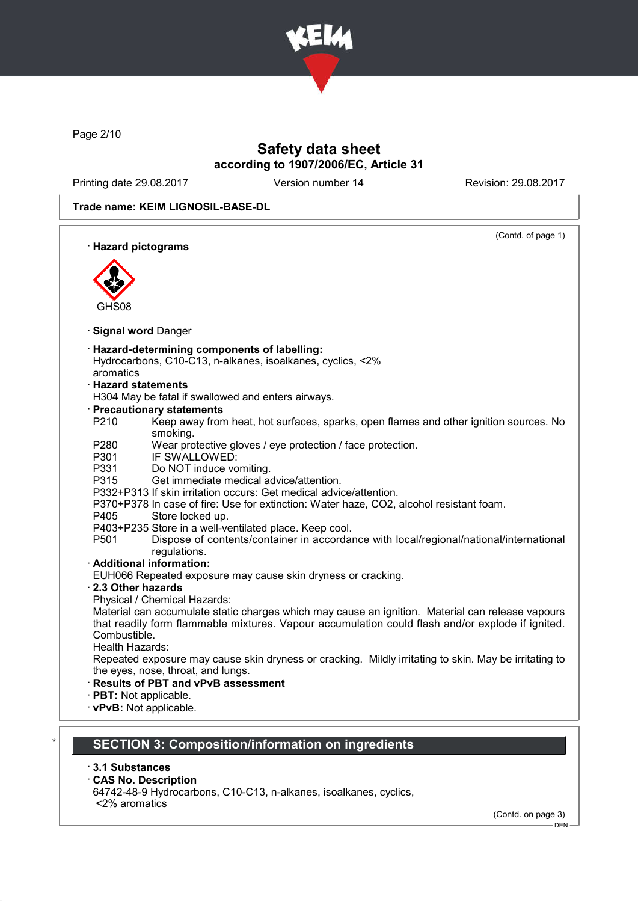Safety data sheet
according to 1907/2006/EC, Article 31

Printing date 29.08.2017 Version number 14 Revision: 29.08.2017

**Trade name: KEIM LIGNOSIL-BASE-DL**

(Contd. of page 1)

· **Hazard pictograms**

GHS08

· **Signal word** Danger

· **Hazard-determining components of labelling:**
Hydrocarbons, C10-C13, n-alkanes, isoalkanes, cyclics, <2% aromatics

· **Hazard statements**
H304 May be fatal if swallowed and enters airways.

· **Precautionary statements**

P210 Keep away from heat, hot surfaces, sparks, open flames and other ignition sources. No smoking.
P280 Wear protective gloves / eye protection / face protection.
P301 IF SWALLOWED:
P331 Do NOT induce vomiting.
P315 Get immediate medical advice/attention.
P332+P313 If skin irritation occurs: Get medical advice/attention.
P370+P378 In case of fire: Use for extinction: Water haze, CO2, alcohol resistant foam.
P405 Store locked up.
P403+P235 Store in a well-ventilated place. Keep cool.
P501 Dispose of contents/container in accordance with local/regional/national/international regulations.

· **Additional information:**
EUH066 Repeated exposure may cause skin dryness or cracking.

· **2.3 Other hazards**
Physical / Chemical Hazards:
Material can accumulate static charges which may cause an ignition. Material can release vapours that readily form flammable mixtures. Vapour accumulation could flash and/or explode if ignited. Combustible.
Health Hazards:
Repeated exposure may cause skin dryness or cracking. Mildly irritating to skin. May be irritating to the eyes, nose, throat, and lungs.

· **Results of PBT and vPvB assessment**
· **PBT:** Not applicable.
· **vPvB:** Not applicable.

## SECTION 3: Composition/information on ingredients

· **3.1 Substances**
· **CAS No. Description**
64742-48-9 Hydrocarbons, C10-C13, n-alkanes, isoalkanes, cyclics, <2% aromatics

(Contd. on page 3)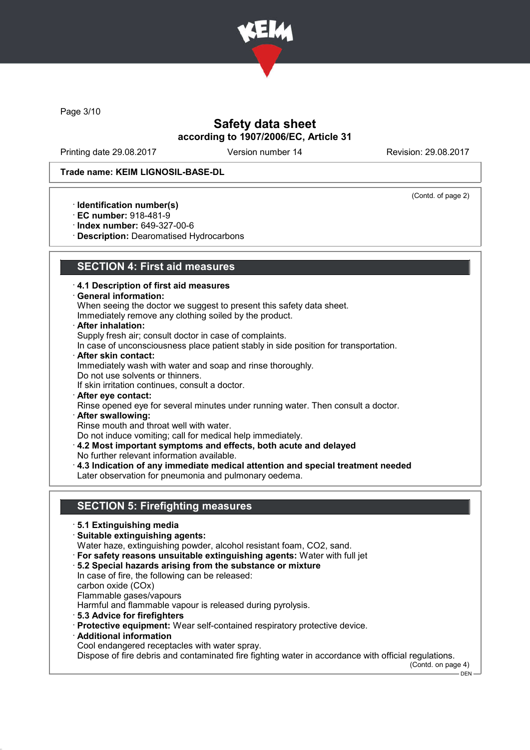## Safety data sheet
### according to 1907/2006/EC, Article 31

Printing date 29.08.2017 | Version number 14 | Revision: 29.08.2017

**Trade name: KEIM LIGNOSIL-BASE-DL**

(Contd. of page 2)

· **Identification number(s)**
· **EC number:** 918-481-9
· **Index number:** 649-327-00-6
· **Description:** Dearomatised Hydrocarbons

## SECTION 4: First aid measures

· **4.1 Description of first aid measures**
· **General information:**
When seeing the doctor we suggest to present this safety data sheet.
Immediately remove any clothing soiled by the product.
· **After inhalation:**
Supply fresh air; consult doctor in case of complaints.
In case of unconsciousness place patient stably in side position for transportation.
· **After skin contact:**
Immediately wash with water and soap and rinse thoroughly.
Do not use solvents or thinners.
If skin irritation continues, consult a doctor.
· **After eye contact:**
Rinse opened eye for several minutes under running water. Then consult a doctor.
· **After swallowing:**
Rinse mouth and throat well with water.
Do not induce vomiting; call for medical help immediately.
· **4.2 Most important symptoms and effects, both acute and delayed**
No further relevant information available.
· **4.3 Indication of any immediate medical attention and special treatment needed**
Later observation for pneumonia and pulmonary oedema.

## SECTION 5: Firefighting measures

· **5.1 Extinguishing media**
· **Suitable extinguishing agents:**
Water haze, extinguishing powder, alcohol resistant foam, CO2, sand.
· **For safety reasons unsuitable extinguishing agents:** Water with full jet
· **5.2 Special hazards arising from the substance or mixture**
In case of fire, the following can be released:
carbon oxide (COx)
Flammable gases/vapours
Harmful and flammable vapour is released during pyrolysis.
· **5.3 Advice for firefighters**
· **Protective equipment:** Wear self-contained respiratory protective device.
· **Additional information**
Cool endangered receptacles with water spray.
Dispose of fire debris and contaminated fire fighting water in accordance with official regulations.

(Contd. on page 4)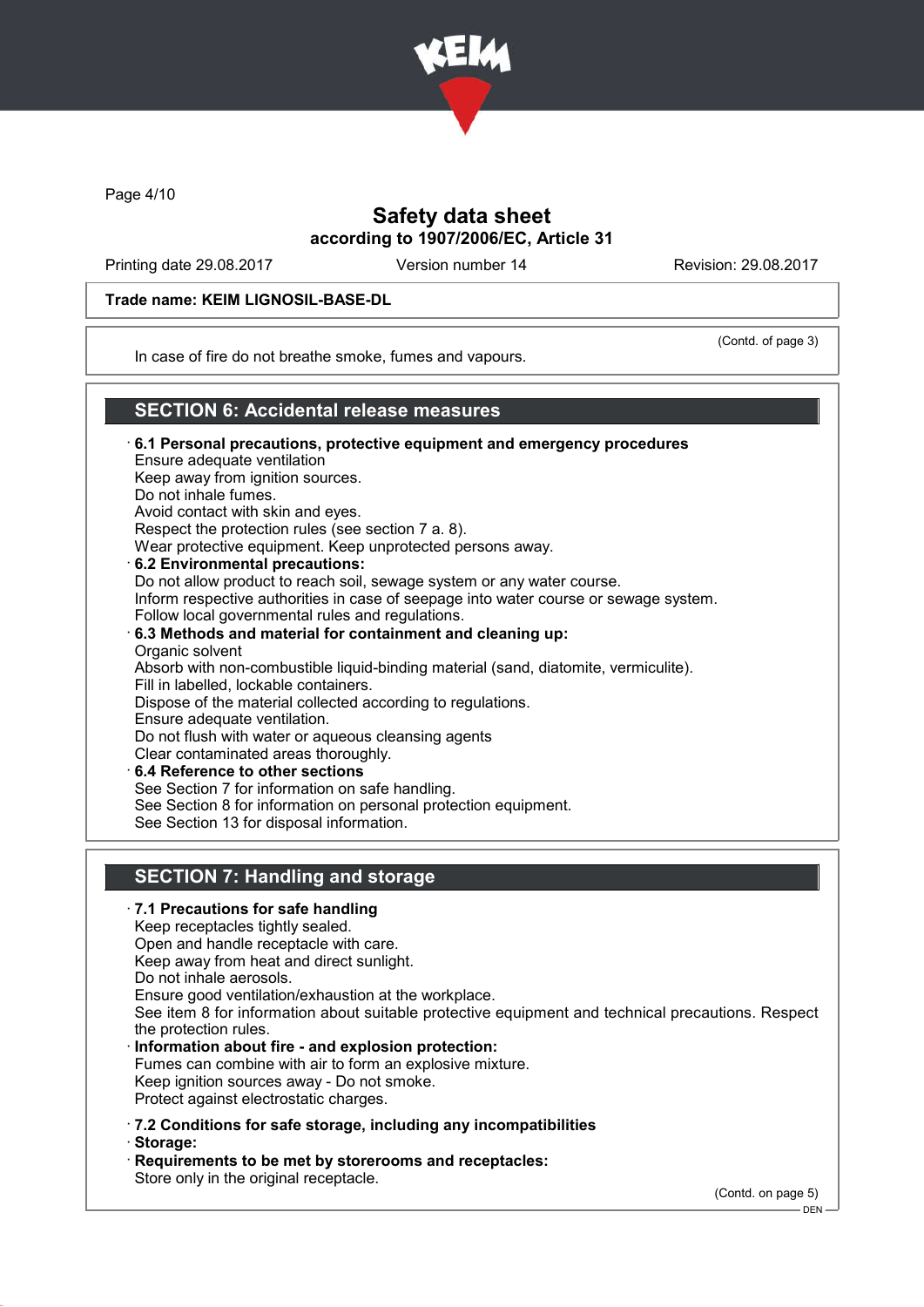Safety data sheet
according to 1907/2006/EC, Article 31

Printing date 29.08.2017 | Version number 14 | Revision: 29.08.2017

**Trade name: KEIM LIGNOSIL-BASE-DL**

(Contd. of page 3)

In case of fire do not breathe smoke, fumes and vapours.

## SECTION 6: Accidental release measures

· **6.1 Personal precautions, protective equipment and emergency procedures**
Ensure adequate ventilation
Keep away from ignition sources.
Do not inhale fumes.
Avoid contact with skin and eyes.
Respect the protection rules (see section 7 a. 8).
Wear protective equipment. Keep unprotected persons away.

· **6.2 Environmental precautions:**
Do not allow product to reach soil, sewage system or any water course.
Inform respective authorities in case of seepage into water course or sewage system.
Follow local governmental rules and regulations.

· **6.3 Methods and material for containment and cleaning up:**
Organic solvent
Absorb with non-combustible liquid-binding material (sand, diatomite, vermiculite).
Fill in labelled, lockable containers.
Dispose of the material collected according to regulations.
Ensure adequate ventilation.
Do not flush with water or aqueous cleansing agents
Clear contaminated areas thoroughly.

· **6.4 Reference to other sections**
See Section 7 for information on safe handling.
See Section 8 for information on personal protection equipment.
See Section 13 for disposal information.

## SECTION 7: Handling and storage

· **7.1 Precautions for safe handling**
Keep receptacles tightly sealed.
Open and handle receptacle with care.
Keep away from heat and direct sunlight.
Do not inhale aerosols.
Ensure good ventilation/exhaustion at the workplace.
See item 8 for information about suitable protective equipment and technical precautions. Respect the protection rules.

· **Information about fire - and explosion protection:**
Fumes can combine with air to form an explosive mixture.
Keep ignition sources away - Do not smoke.
Protect against electrostatic charges.

· **7.2 Conditions for safe storage, including any incompatibilities**
· **Storage:**
· **Requirements to be met by storerooms and receptacles:**
Store only in the original receptacle.

(Contd. on page 5)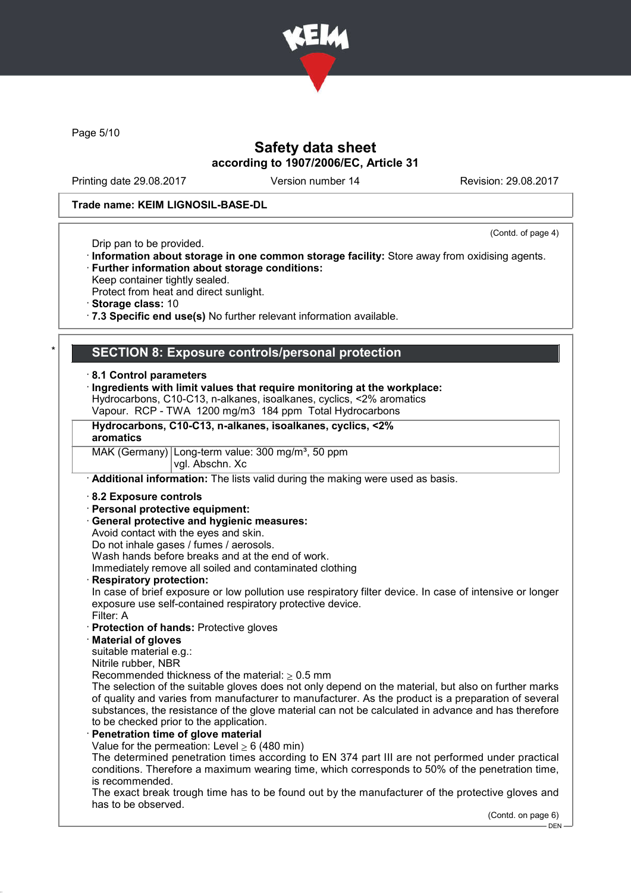Trade name: KEIM LIGNOSIL-BASE-DL

(Contd. of page 4)

Drip pan to be provided.

· **Information about storage in one common storage facility:** Store away from oxidising agents.

· **Further information about storage conditions:**

Keep container tightly sealed.

Protect from heat and direct sunlight.

· **Storage class:** 10

· **7.3 Specific end use(s)** No further relevant information available.

## SECTION 8: Exposure controls/personal protection

· **8.1 Control parameters**

· **Ingredients with limit values that require monitoring at the workplace:**

Hydrocarbons, C10-C13, n-alkanes, isoalkanes, cyclics, <2% aromatics

Vapour. RCP - TWA 1200 mg/m3 184 ppm Total Hydrocarbons

| **Hydrocarbons, C10-C13, n-alkanes, isoalkanes, cyclics, <2% aromatics** | |
|---|---|
| MAK (Germany) | Long-term value: 300 mg/m³, 50 ppm<br>vgl. Abschn. Xc |

· **Additional information:** The lists valid during the making were used as basis.

· **8.2 Exposure controls**

· **Personal protective equipment:**

· **General protective and hygienic measures:**

Avoid contact with the eyes and skin.

Do not inhale gases / fumes / aerosols.

Wash hands before breaks and at the end of work.

Immediately remove all soiled and contaminated clothing

· **Respiratory protection:**

In case of brief exposure or low pollution use respiratory filter device. In case of intensive or longer exposure use self-contained respiratory protective device.

Filter: A

· **Protection of hands:** Protective gloves

· **Material of gloves**

suitable material e.g.:

Nitrile rubber, NBR

Recommended thickness of the material: ≥ 0.5 mm

The selection of the suitable gloves does not only depend on the material, but also on further marks of quality and varies from manufacturer to manufacturer. As the product is a preparation of several substances, the resistance of the glove material can not be calculated in advance and has therefore to be checked prior to the application.

· **Penetration time of glove material**

Value for the permeation: Level ≥ 6 (480 min)

The determined penetration times according to EN 374 part III are not performed under practical conditions. Therefore a maximum wearing time, which corresponds to 50% of the penetration time, is recommended.

The exact break trough time has to be found out by the manufacturer of the protective gloves and has to be observed.

(Contd. on page 6)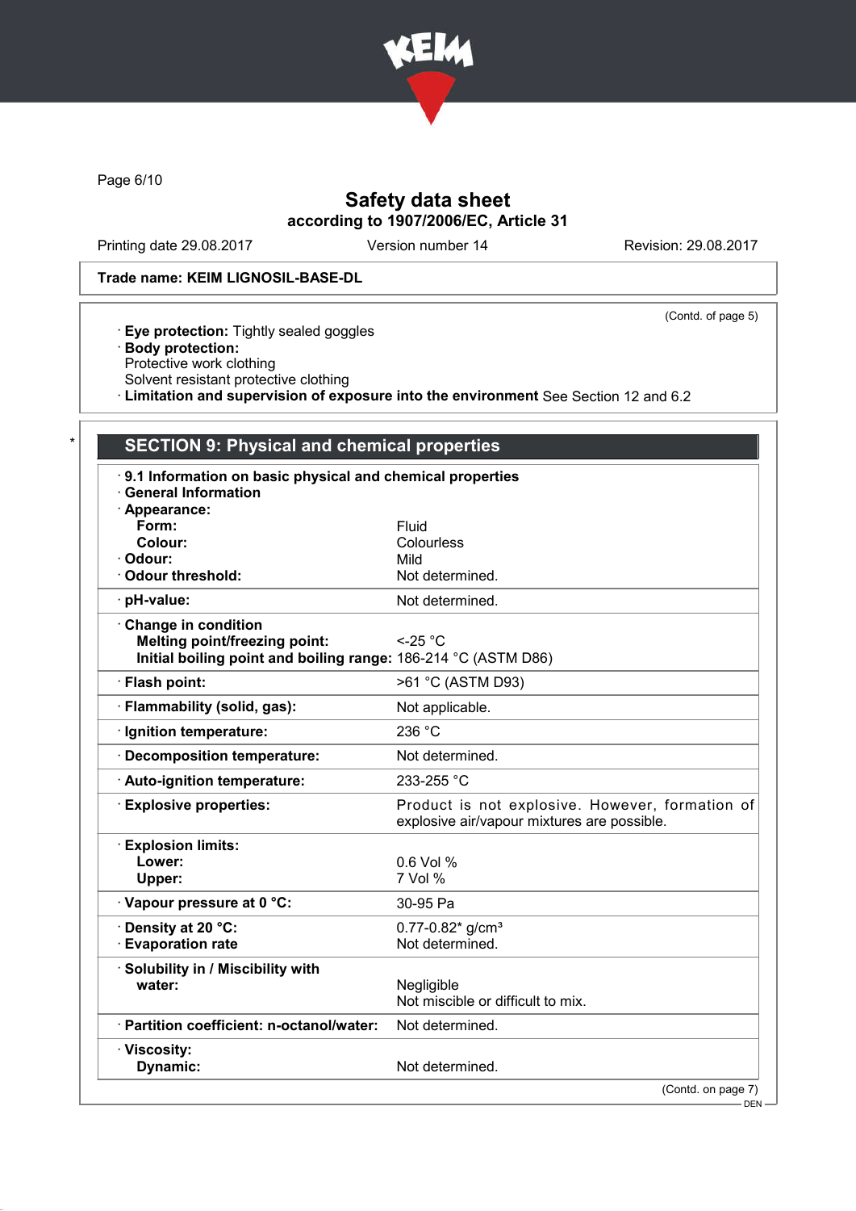Safety data sheet
according to 1907/2006/EC, Article 31

Printing date 29.08.2017 | Version number 14 | Revision: 29.08.2017

**Trade name: KEIM LIGNOSIL-BASE-DL**

(Contd. of page 5)

· **Eye protection:** Tightly sealed goggles
· **Body protection:**
Protective work clothing
Solvent resistant protective clothing
· **Limitation and supervision of exposure into the environment** See Section 12 and 6.2

## SECTION 9: Physical and chemical properties

· **9.1 Information on basic physical and chemical properties**
· **General Information**
· **Appearance:**

| Property | Value |
|---|---|
| **Form:** | Fluid |
| **Colour:** | Colourless |
| · **Odour:** | Mild |
| · **Odour threshold:** | Not determined. |
| · **pH-value:** | Not determined. |
| · **Change in condition** | |
| **Melting point/freezing point:** | <-25 °C |
| **Initial boiling point and boiling range:** | 186-214 °C (ASTM D86) |
| · **Flash point:** | >61 °C (ASTM D93) |
| · **Flammability (solid, gas):** | Not applicable. |
| · **Ignition temperature:** | 236 °C |
| · **Decomposition temperature:** | Not determined. |
| · **Auto-ignition temperature:** | 233-255 °C |
| · **Explosive properties:** | Product is not explosive. However, formation of explosive air/vapour mixtures are possible. |
| · **Explosion limits:** | |
| **Lower:** | 0.6 Vol % |
| **Upper:** | 7 Vol % |
| · **Vapour pressure at 0 °C:** | 30-95 Pa |
| · **Density at 20 °C:** | 0.77-0.82* g/cm³ |
| · **Evaporation rate** | Not determined. |
| · **Solubility in / Miscibility with** | |
| **water:** | Negligible<br>Not miscible or difficult to mix. |
| · **Partition coefficient: n-octanol/water:** | Not determined. |
| · **Viscosity:** | |
| **Dynamic:** | Not determined. |

(Contd. on page 7)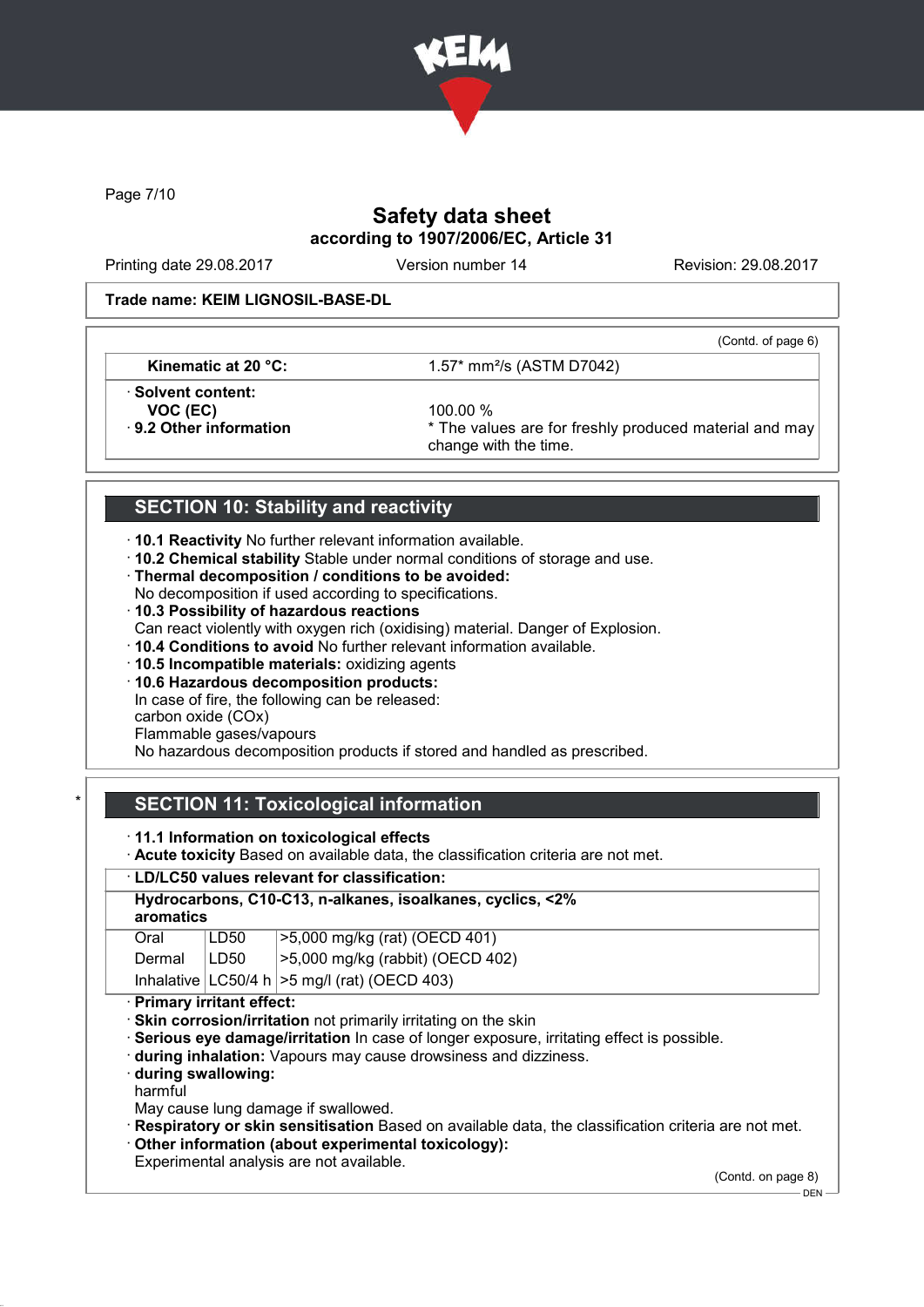Trade name: KEIM LIGNOSIL-BASE-DL

(Contd. of page 6)

| | |
|---|---|
| Kinematic at 20 °C: | 1.57* mm²/s (ASTM D7042) |
| · Solvent content: | |
| VOC (EC) | 100.00 % |
| · 9.2 Other information | * The values are for freshly produced material and may change with the time. |

## SECTION 10: Stability and reactivity

- · **10.1 Reactivity** No further relevant information available.
- · **10.2 Chemical stability** Stable under normal conditions of storage and use.
- · **Thermal decomposition / conditions to be avoided:**
  No decomposition if used according to specifications.
- · **10.3 Possibility of hazardous reactions**
  Can react violently with oxygen rich (oxidising) material. Danger of Explosion.
- · **10.4 Conditions to avoid** No further relevant information available.
- · **10.5 Incompatible materials:** oxidizing agents
- · **10.6 Hazardous decomposition products:**
  In case of fire, the following can be released:
  carbon oxide (COx)
  Flammable gases/vapours
  No hazardous decomposition products if stored and handled as prescribed.

## * SECTION 11: Toxicological information

- · **11.1 Information on toxicological effects**
- · **Acute toxicity** Based on available data, the classification criteria are not met.

| · LD/LC50 values relevant for classification: | | |
|---|---|---|
| **Hydrocarbons, C10-C13, n-alkanes, isoalkanes, cyclics, <2% aromatics** | | |
| Oral | LD50 | >5,000 mg/kg (rat) (OECD 401) |
| Dermal | LD50 | >5,000 mg/kg (rabbit) (OECD 402) |
| Inhalative | LC50/4 h | >5 mg/l (rat) (OECD 403) |

- · **Primary irritant effect:**
- · **Skin corrosion/irritation** not primarily irritating on the skin
- · **Serious eye damage/irritation** In case of longer exposure, irritating effect is possible.
- · **during inhalation:** Vapours may cause drowsiness and dizziness.
- · **during swallowing:**
  harmful
  May cause lung damage if swallowed.
- · **Respiratory or skin sensitisation** Based on available data, the classification criteria are not met.
- · **Other information (about experimental toxicology):**
  Experimental analysis are not available.

(Contd. on page 8)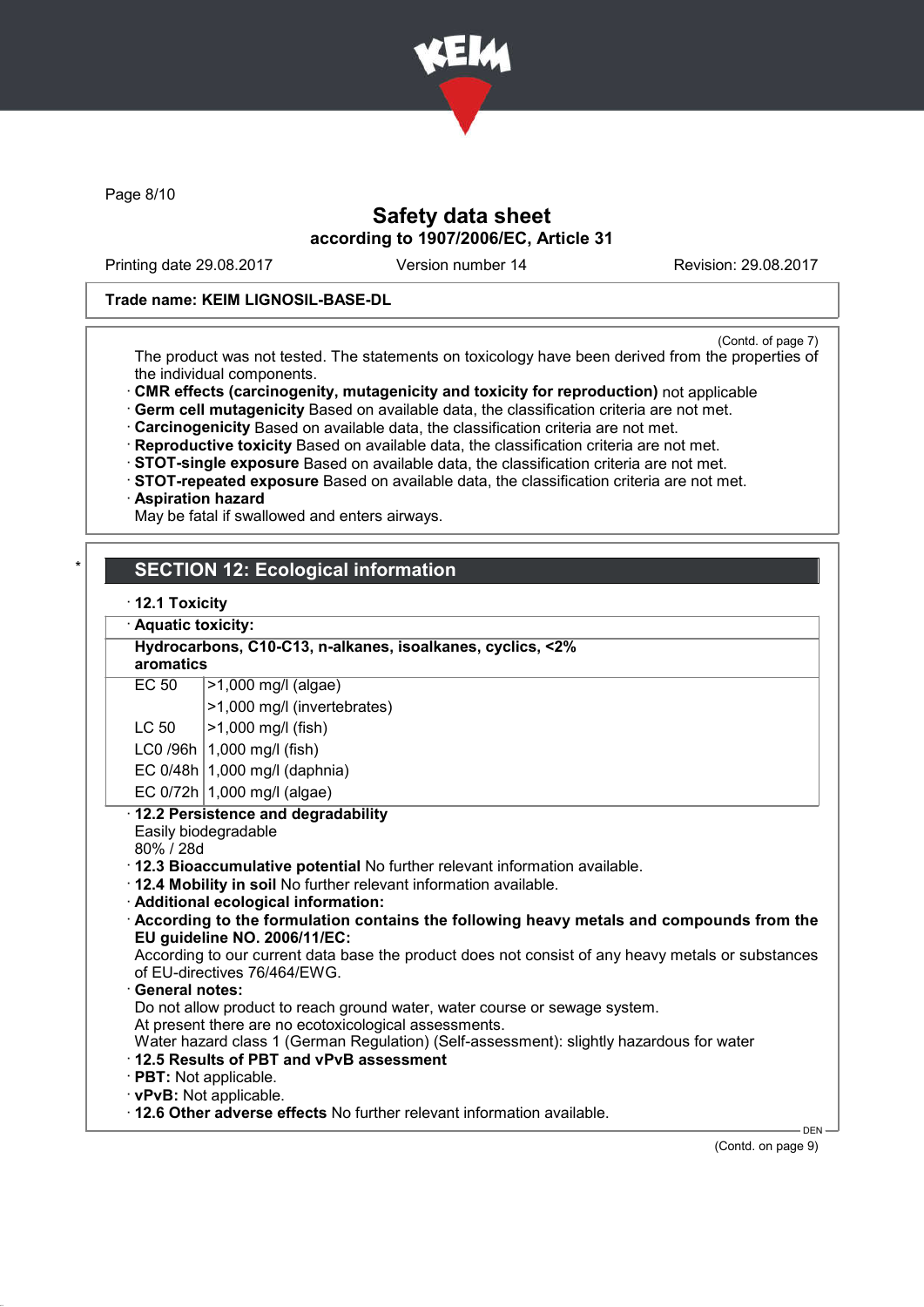Trade name: KEIM LIGNOSIL-BASE-DL

(Contd. of page 7)

The product was not tested. The statements on toxicology have been derived from the properties of the individual components.

· **CMR effects (carcinogenity, mutagenicity and toxicity for reproduction)** not applicable
· **Germ cell mutagenicity** Based on available data, the classification criteria are not met.
· **Carcinogenicity** Based on available data, the classification criteria are not met.
· **Reproductive toxicity** Based on available data, the classification criteria are not met.
· **STOT-single exposure** Based on available data, the classification criteria are not met.
· **STOT-repeated exposure** Based on available data, the classification criteria are not met.
· **Aspiration hazard**
May be fatal if swallowed and enters airways.

## SECTION 12: Ecological information

· **12.1 Toxicity**

· **Aquatic toxicity:**

| **Hydrocarbons, C10-C13, n-alkanes, isoalkanes, cyclics, <2% aromatics** | |
|---|---|
| EC 50 | >1,000 mg/l (algae) |
| | >1,000 mg/l (invertebrates) |
| LC 50 | >1,000 mg/l (fish) |
| LC0 /96h | 1,000 mg/l (fish) |
| EC 0/48h | 1,000 mg/l (daphnia) |
| EC 0/72h | 1,000 mg/l (algae) |

· **12.2 Persistence and degradability**
Easily biodegradable
80% / 28d
· **12.3 Bioaccumulative potential** No further relevant information available.
· **12.4 Mobility in soil** No further relevant information available.
· **Additional ecological information:**
· **According to the formulation contains the following heavy metals and compounds from the EU guideline NO. 2006/11/EC:**
According to our current data base the product does not consist of any heavy metals or substances of EU-directives 76/464/EWG.
· **General notes:**
Do not allow product to reach ground water, water course or sewage system.
At present there are no ecotoxicological assessments.
Water hazard class 1 (German Regulation) (Self-assessment): slightly hazardous for water
· **12.5 Results of PBT and vPvB assessment**
· **PBT:** Not applicable.
· **vPvB:** Not applicable.
· **12.6 Other adverse effects** No further relevant information available.

(Contd. on page 9)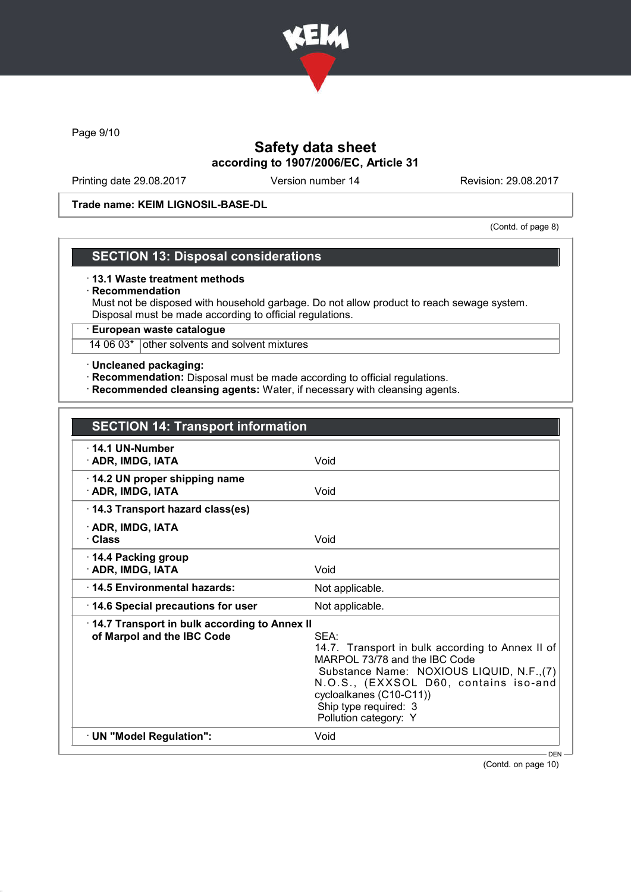Trade name: KEIM LIGNOSIL-BASE-DL

(Contd. of page 8)

## SECTION 13: Disposal considerations

· **13.1 Waste treatment methods**
· **Recommendation**
Must not be disposed with household garbage. Do not allow product to reach sewage system.
Disposal must be made according to official regulations.

| · European waste catalogue | |
|---|---|
| 14 06 03* | other solvents and solvent mixtures |

· **Uncleaned packaging:**
· **Recommendation:** Disposal must be made according to official regulations.
· **Recommended cleansing agents:** Water, if necessary with cleansing agents.

## SECTION 14: Transport information

| | |
|---|---|
| · **14.1 UN-Number**<br>· **ADR, IMDG, IATA** | Void |
| · **14.2 UN proper shipping name**<br>· **ADR, IMDG, IATA** | Void |
| · **14.3 Transport hazard class(es)**<br>· **ADR, IMDG, IATA**<br>· **Class** | Void |
| · **14.4 Packing group**<br>· **ADR, IMDG, IATA** | Void |
| · **14.5 Environmental hazards:** | Not applicable. |
| · **14.6 Special precautions for user** | Not applicable. |
| · **14.7 Transport in bulk according to Annex II of Marpol and the IBC Code** | SEA:<br>14.7. Transport in bulk according to Annex II of MARPOL 73/78 and the IBC Code<br>Substance Name: NOXIOUS LIQUID, N.F.,(7) N.O.S., (EXXSOL D60, contains iso-and cycloalkanes (C10-C11))<br>Ship type required: 3<br>Pollution category: Y |
| · **UN "Model Regulation":** | Void |

(Contd. on page 10)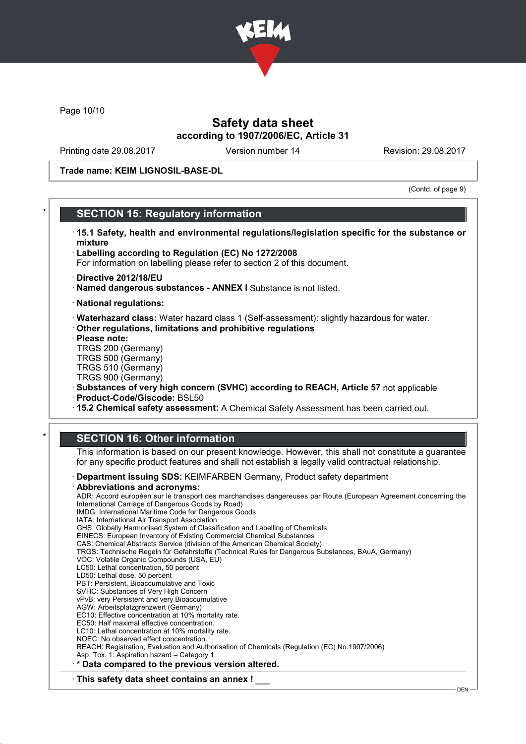# Safety data sheet

**according to 1907/2006/EC, Article 31**

Printing date 29.08.2017 | Version number 14 | Revision: 29.08.2017

**Trade name: KEIM LIGNOSIL-BASE-DL**

(Contd. of page 9)

## * SECTION 15: Regulatory information

- **15.1 Safety, health and environmental regulations/legislation specific for the substance or mixture**
- **Labelling according to Regulation (EC) No 1272/2008**
  For information on labelling please refer to section 2 of this document.
- **Directive 2012/18/EU**
- **Named dangerous substances - ANNEX I** Substance is not listed.
- **National regulations:**
- **Waterhazard class:** Water hazard class 1 (Self-assessment): slightly hazardous for water.
- **Other regulations, limitations and prohibitive regulations**
- **Please note:**
  TRGS 200 (Germany)
  TRGS 500 (Germany)
  TRGS 510 (Germany)
  TRGS 900 (Germany)
- **Substances of very high concern (SVHC) according to REACH, Article 57** not applicable
- **Product-Code/Giscode:** BSL50
- **15.2 Chemical safety assessment:** A Chemical Safety Assessment has been carried out.

## * SECTION 16: Other information

This information is based on our present knowledge. However, this shall not constitute a guarantee for any specific product features and shall not establish a legally valid contractual relationship.

- **Department issuing SDS:** KEIMFARBEN Germany, Product safety department
- **Abbreviations and acronyms:**
  ADR: Accord européen sur le transport des marchandises dangereuses par Route (European Agreement concerning the International Carriage of Dangerous Goods by Road)
  IMDG: International Maritime Code for Dangerous Goods
  IATA: International Air Transport Association
  GHS: Globally Harmonised System of Classification and Labelling of Chemicals
  EINECS: European Inventory of Existing Commercial Chemical Substances
  CAS: Chemical Abstracts Service (division of the American Chemical Society)
  TRGS: Technische Regeln für Gefahrstoffe (Technical Rules for Dangerous Substances, BAuA, Germany)
  VOC: Volatile Organic Compounds (USA, EU)
  LC50: Lethal concentration, 50 percent
  LD50: Lethal dose, 50 percent
  PBT: Persistent, Bioaccumulative and Toxic
  SVHC: Substances of Very High Concern
  vPvB: very Persistent and very Bioaccumulative
  AGW: Arbeitsplatzgrenzwert (Germany)
  EC10: Effective concentration at 10% mortality rate.
  EC50: Half maximal effective concentration.
  LC10: Lethal concentration at 10% mortality rate.
  NOEC: No observed effect concentration.
  REACH: Registration, Evaluation and Authorisation of Chemicals (Regulation (EC) No.1907/2006)
  Asp. Tox. 1: Aspiration hazard – Category 1
- **\* Data compared to the previous version altered.**

- **This safety data sheet contains an annex !**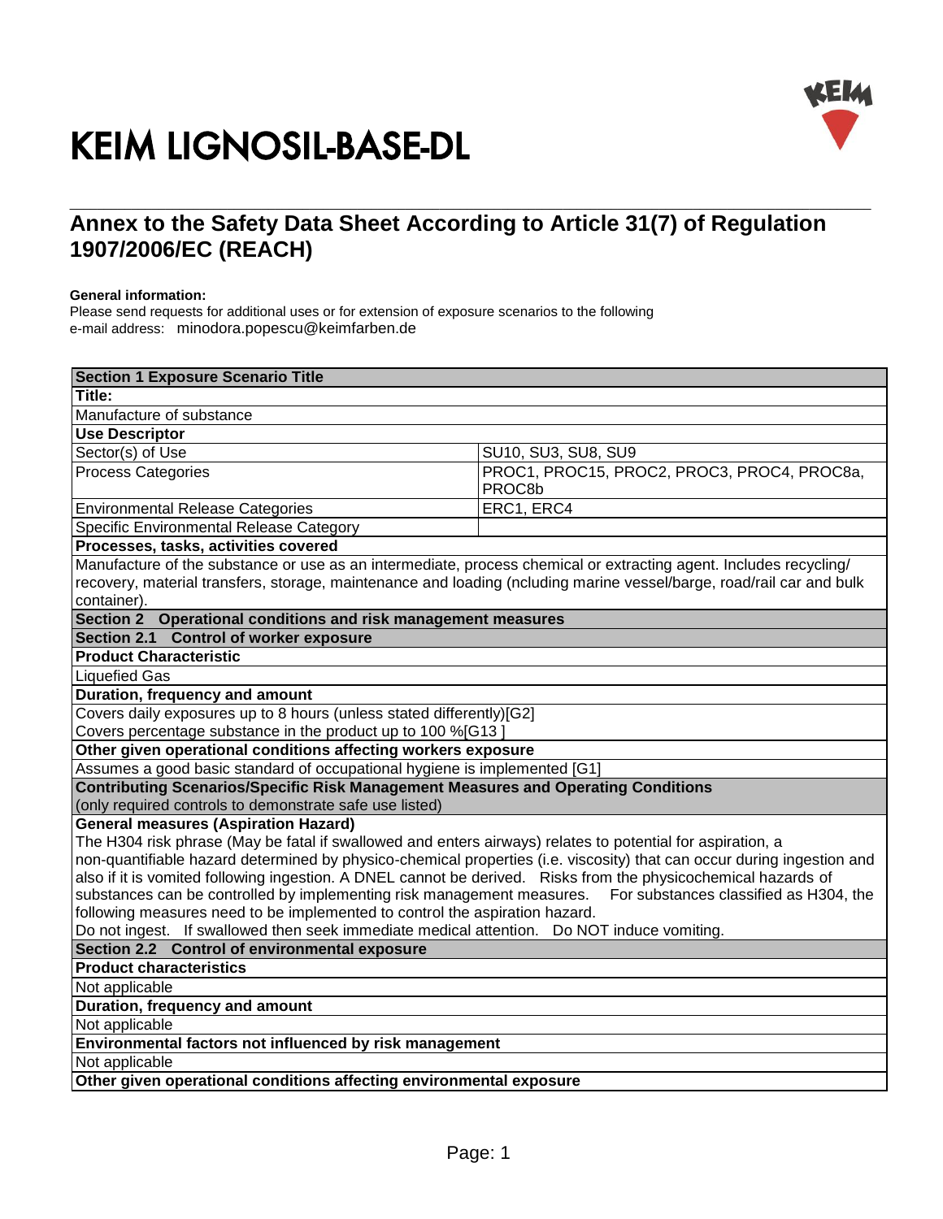# KEIM LIGNOSIL-BASE-DL

## Annex to the Safety Data Sheet According to Article 31(7) of Regulation 1907/2006/EC (REACH)

**General information:**
Please send requests for additional uses or for extension of exposure scenarios to the following e-mail address: minodora.popescu@keimfarben.de

| **Section 1 Exposure Scenario Title** | |
|---|---|
| **Title:** | |
| Manufacture of substance | |
| **Use Descriptor** | |
| Sector(s) of Use | SU10, SU3, SU8, SU9 |
| Process Categories | PROC1, PROC15, PROC2, PROC3, PROC4, PROC8a, PROC8b |
| Environmental Release Categories | ERC1, ERC4 |
| Specific Environmental Release Category | |
| **Processes, tasks, activities covered** | |
| Manufacture of the substance or use as an intermediate, process chemical or extracting agent. Includes recycling/ recovery, material transfers, storage, maintenance and loading (ncluding marine vessel/barge, road/rail car and bulk container). | |
| **Section 2 Operational conditions and risk management measures** | |
| **Section 2.1 Control of worker exposure** | |
| **Product Characteristic** | |
| Liquefied Gas | |
| **Duration, frequency and amount** | |
| Covers daily exposures up to 8 hours (unless stated differently)[G2] | |
| Covers percentage substance in the product up to 100 %[G13 ] | |
| **Other given operational conditions affecting workers exposure** | |
| Assumes a good basic standard of occupational hygiene is implemented [G1] | |
| **Contributing Scenarios/Specific Risk Management Measures and Operating Conditions** (only required controls to demonstrate safe use listed) | |
| **General measures (Aspiration Hazard)** The H304 risk phrase (May be fatal if swallowed and enters airways) relates to potential for aspiration, a non-quantifiable hazard determined by physico-chemical properties (i.e. viscosity) that can occur during ingestion and also if it is vomited following ingestion. A DNEL cannot be derived. Risks from the physicochemical hazards of substances can be controlled by implementing risk management measures. For substances classified as H304, the following measures need to be implemented to control the aspiration hazard. Do not ingest. If swallowed then seek immediate medical attention. Do NOT induce vomiting. | |
| **Section 2.2 Control of environmental exposure** | |
| **Product characteristics** | |
| Not applicable | |
| **Duration, frequency and amount** | |
| Not applicable | |
| **Environmental factors not influenced by risk management** | |
| Not applicable | |
| **Other given operational conditions affecting environmental exposure** | |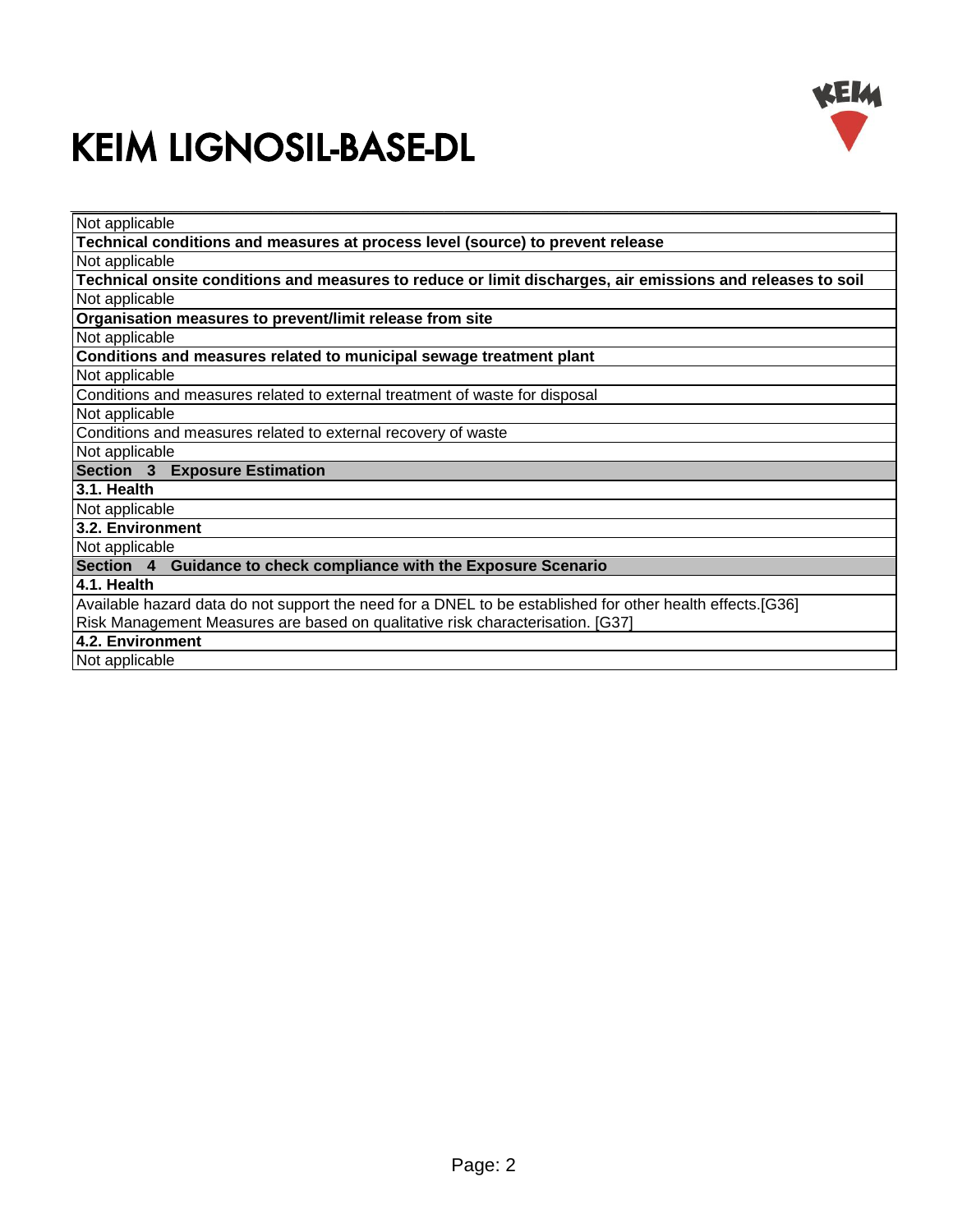Not applicable

**Technical conditions and measures at process level (source) to prevent release**

Not applicable

**Technical onsite conditions and measures to reduce or limit discharges, air emissions and releases to soil**

Not applicable

**Organisation measures to prevent/limit release from site**

Not applicable

**Conditions and measures related to municipal sewage treatment plant**

Not applicable

Conditions and measures related to external treatment of waste for disposal

Not applicable

Conditions and measures related to external recovery of waste

Not applicable

## Section 3 Exposure Estimation

### 3.1. Health

Not applicable

### 3.2. Environment

Not applicable

## Section 4 Guidance to check compliance with the Exposure Scenario

### 4.1. Health

Available hazard data do not support the need for a DNEL to be established for other health effects.[G36]
Risk Management Measures are based on qualitative risk characterisation. [G37]

### 4.2. Environment

Not applicable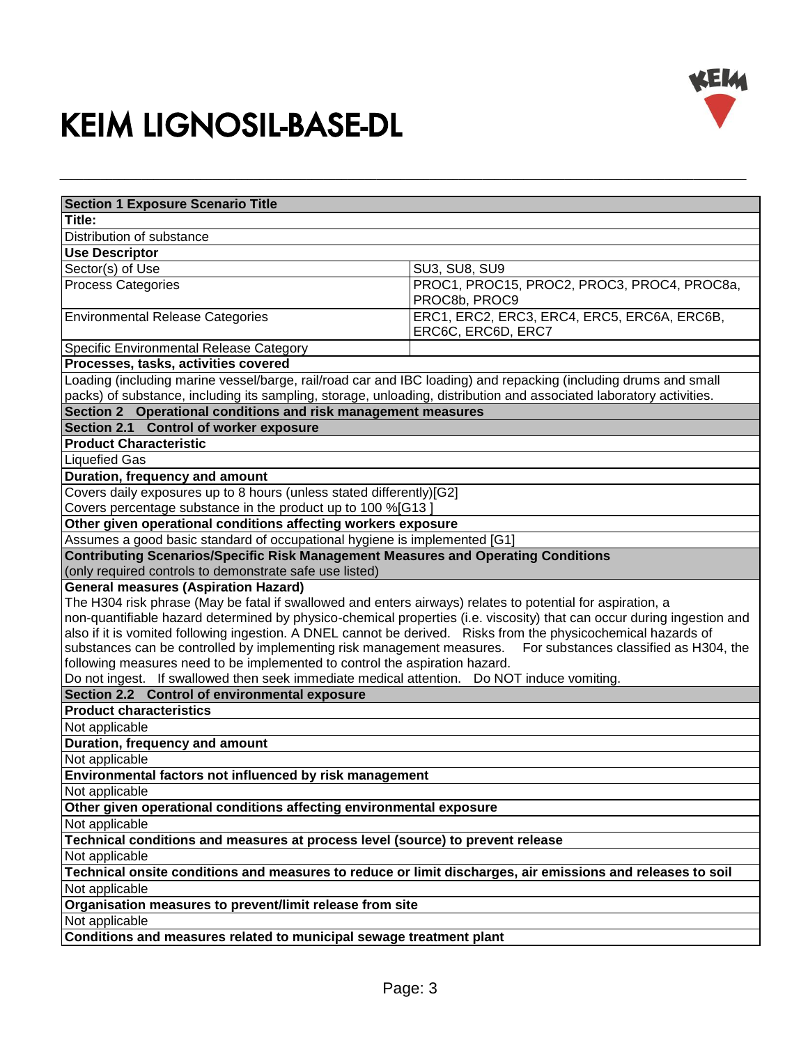# KEIM LIGNOSIL-BASE-DL

| Section 1 Exposure Scenario Title | |
|---|---|
| **Title:** | |
| Distribution of substance | |
| **Use Descriptor** | |
| Sector(s) of Use | SU3, SU8, SU9 |
| Process Categories | PROC1, PROC15, PROC2, PROC3, PROC4, PROC8a, PROC8b, PROC9 |
| Environmental Release Categories | ERC1, ERC2, ERC3, ERC4, ERC5, ERC6A, ERC6B, ERC6C, ERC6D, ERC7 |
| Specific Environmental Release Category | |
| **Processes, tasks, activities covered** | |
| Loading (including marine vessel/barge, rail/road car and IBC loading) and repacking (including drums and small packs) of substance, including its sampling, storage, unloading, distribution and associated laboratory activities. | |
| **Section 2 Operational conditions and risk management measures** | |
| **Section 2.1 Control of worker exposure** | |
| **Product Characteristic** | |
| Liquefied Gas | |
| **Duration, frequency and amount** | |
| Covers daily exposures up to 8 hours (unless stated differently)[G2] | |
| Covers percentage substance in the product up to 100 %[G13 ] | |
| **Other given operational conditions affecting workers exposure** | |
| Assumes a good basic standard of occupational hygiene is implemented [G1] | |
| **Contributing Scenarios/Specific Risk Management Measures and Operating Conditions** (only required controls to demonstrate safe use listed) | |
| **General measures (Aspiration Hazard)** | |
| The H304 risk phrase (May be fatal if swallowed and enters airways) relates to potential for aspiration, a non-quantifiable hazard determined by physico-chemical properties (i.e. viscosity) that can occur during ingestion and also if it is vomited following ingestion. A DNEL cannot be derived. Risks from the physicochemical hazards of substances can be controlled by implementing risk management measures. For substances classified as H304, the following measures need to be implemented to control the aspiration hazard. Do not ingest. If swallowed then seek immediate medical attention. Do NOT induce vomiting. | |
| **Section 2.2 Control of environmental exposure** | |
| **Product characteristics** | |
| Not applicable | |
| **Duration, frequency and amount** | |
| Not applicable | |
| **Environmental factors not influenced by risk management** | |
| Not applicable | |
| **Other given operational conditions affecting environmental exposure** | |
| Not applicable | |
| **Technical conditions and measures at process level (source) to prevent release** | |
| Not applicable | |
| **Technical onsite conditions and measures to reduce or limit discharges, air emissions and releases to soil** | |
| Not applicable | |
| **Organisation measures to prevent/limit release from site** | |
| Not applicable | |
| **Conditions and measures related to municipal sewage treatment plant** | |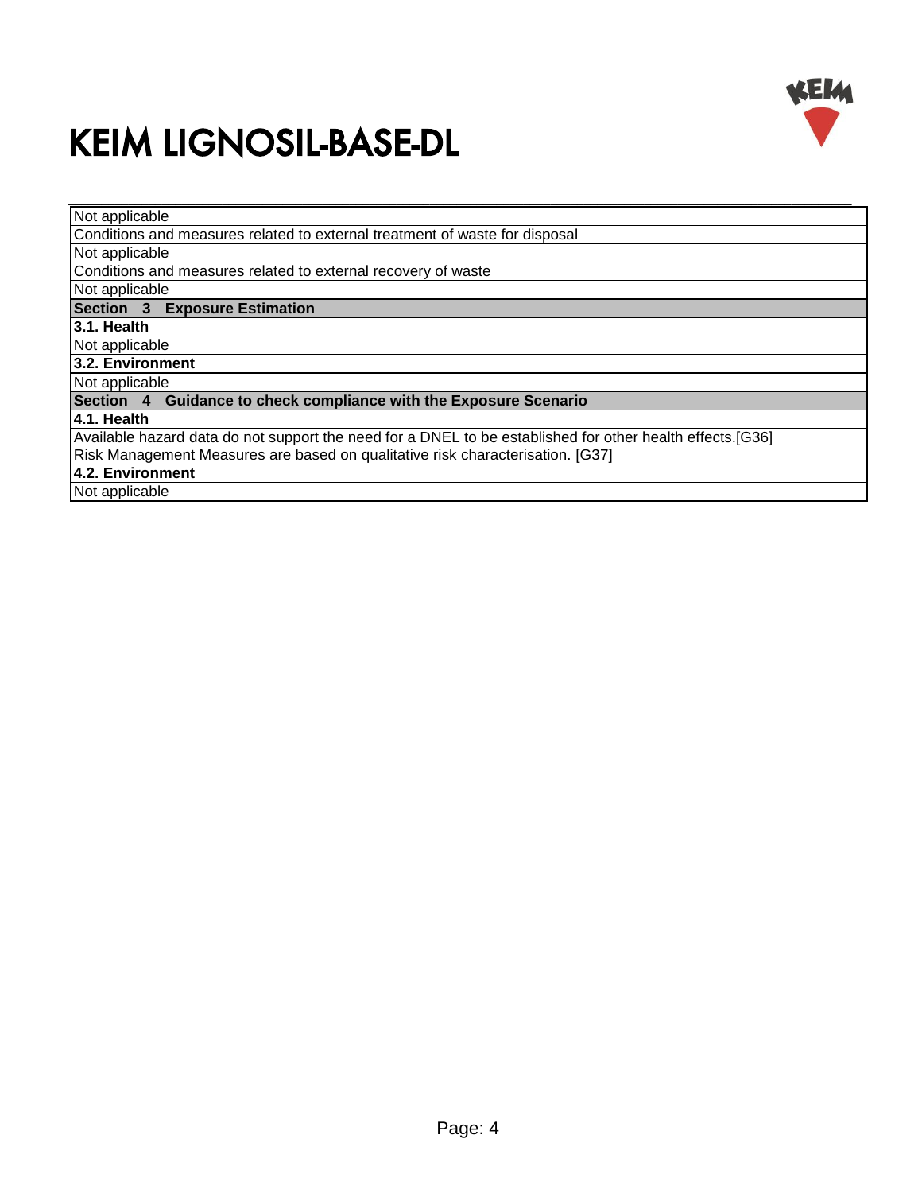# KEIM LIGNOSIL-BASE-DL

| Not applicable |
|---|
| Conditions and measures related to external treatment of waste for disposal |
| Not applicable |
| Conditions and measures related to external recovery of waste |
| Not applicable |
| **Section 3 Exposure Estimation** |
| **3.1. Health** |
| Not applicable |
| **3.2. Environment** |
| Not applicable |
| **Section 4 Guidance to check compliance with the Exposure Scenario** |
| **4.1. Health** |
| Available hazard data do not support the need for a DNEL to be established for other health effects.[G36] Risk Management Measures are based on qualitative risk characterisation. [G37] |
| **4.2. Environment** |
| Not applicable |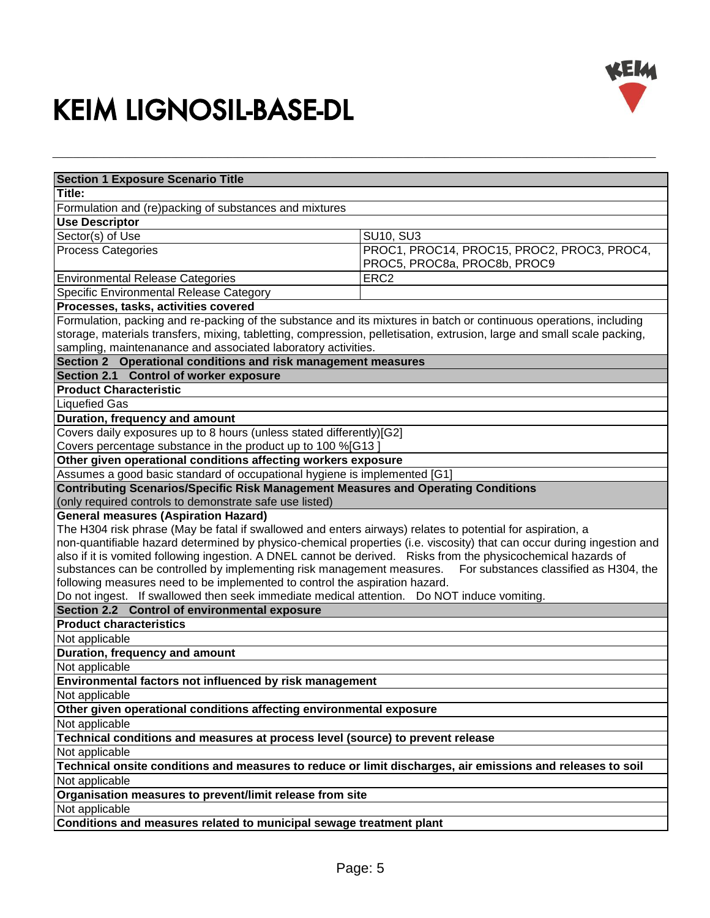# KEIM LIGNOSIL-BASE-DL

| Section 1 Exposure Scenario Title | |
|---|---|
| **Title:** | |
| Formulation and (re)packing of substances and mixtures | |
| **Use Descriptor** | |
| Sector(s) of Use | SU10, SU3 |
| Process Categories | PROC1, PROC14, PROC15, PROC2, PROC3, PROC4, PROC5, PROC8a, PROC8b, PROC9 |
| Environmental Release Categories | ERC2 |
| Specific Environmental Release Category | |
| **Processes, tasks, activities covered** | |
| Formulation, packing and re-packing of the substance and its mixtures in batch or continuous operations, including storage, materials transfers, mixing, tabletting, compression, pelletisation, extrusion, large and small scale packing, sampling, maintenanance and associated laboratory activities. | |
| **Section 2 Operational conditions and risk management measures** | |
| **Section 2.1 Control of worker exposure** | |
| **Product Characteristic** | |
| Liquefied Gas | |
| **Duration, frequency and amount** | |
| Covers daily exposures up to 8 hours (unless stated differently)[G2] | |
| Covers percentage substance in the product up to 100 %[G13 ] | |
| **Other given operational conditions affecting workers exposure** | |
| Assumes a good basic standard of occupational hygiene is implemented [G1] | |
| **Contributing Scenarios/Specific Risk Management Measures and Operating Conditions** (only required controls to demonstrate safe use listed) | |
| **General measures (Aspiration Hazard)** The H304 risk phrase (May be fatal if swallowed and enters airways) relates to potential for aspiration, a non-quantifiable hazard determined by physico-chemical properties (i.e. viscosity) that can occur during ingestion and also if it is vomited following ingestion. A DNEL cannot be derived. Risks from the physicochemical hazards of substances can be controlled by implementing risk management measures. For substances classified as H304, the following measures need to be implemented to control the aspiration hazard. Do not ingest. If swallowed then seek immediate medical attention. Do NOT induce vomiting. | |
| **Section 2.2 Control of environmental exposure** | |
| **Product characteristics** | |
| Not applicable | |
| **Duration, frequency and amount** | |
| Not applicable | |
| **Environmental factors not influenced by risk management** | |
| Not applicable | |
| **Other given operational conditions affecting environmental exposure** | |
| Not applicable | |
| **Technical conditions and measures at process level (source) to prevent release** | |
| Not applicable | |
| **Technical onsite conditions and measures to reduce or limit discharges, air emissions and releases to soil** | |
| Not applicable | |
| **Organisation measures to prevent/limit release from site** | |
| Not applicable | |
| **Conditions and measures related to municipal sewage treatment plant** | |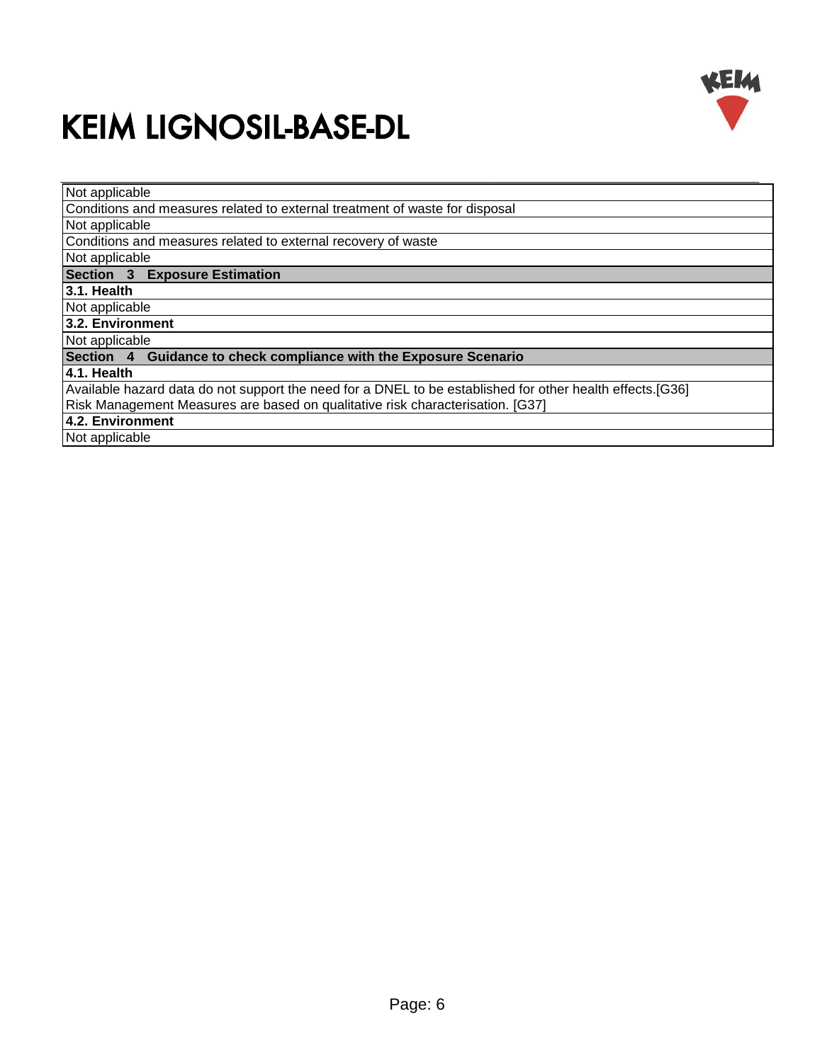# KEIM LIGNOSIL-BASE-DL

Not applicable

Conditions and measures related to external treatment of waste for disposal

Not applicable

Conditions and measures related to external recovery of waste

Not applicable

## Section 3 Exposure Estimation

### 3.1. Health

Not applicable

### 3.2. Environment

Not applicable

## Section 4 Guidance to check compliance with the Exposure Scenario

### 4.1. Health

Available hazard data do not support the need for a DNEL to be established for other health effects.[G36]
Risk Management Measures are based on qualitative risk characterisation. [G37]

### 4.2. Environment

Not applicable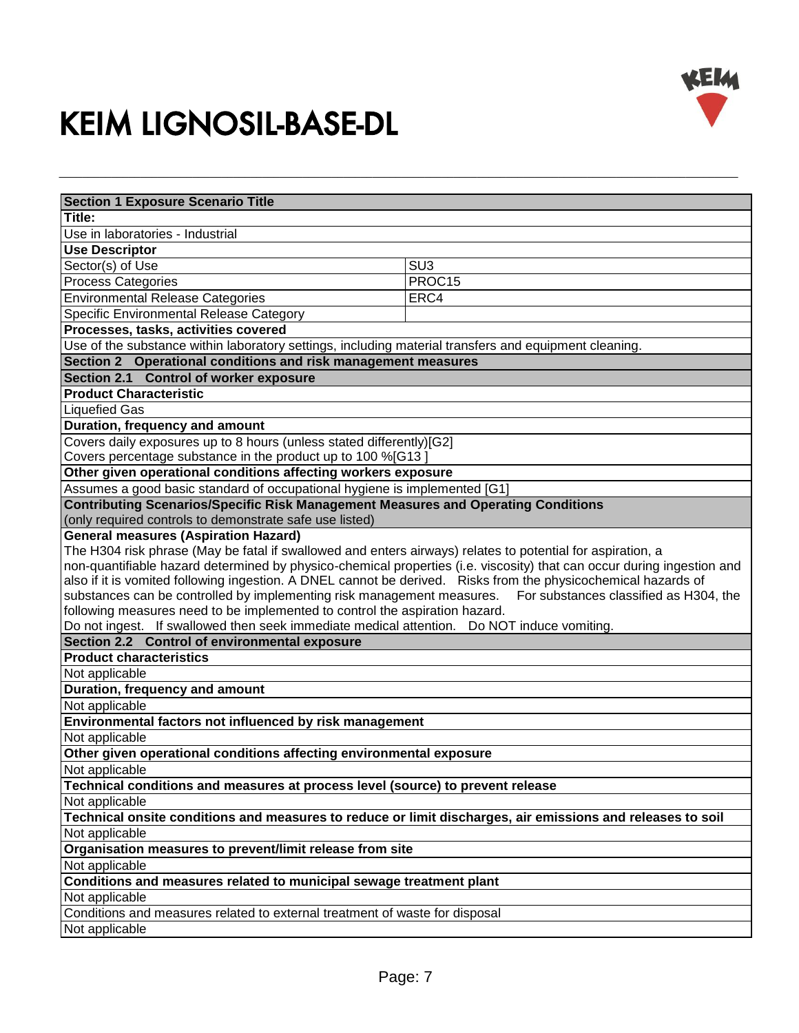# KEIM LIGNOSIL-BASE-DL

| Section 1 Exposure Scenario Title | |
|---|---|
| **Title:** | |
| Use in laboratories - Industrial | |
| **Use Descriptor** | |
| Sector(s) of Use | SU3 |
| Process Categories | PROC15 |
| Environmental Release Categories | ERC4 |
| Specific Environmental Release Category | |
| **Processes, tasks, activities covered** | |
| Use of the substance within laboratory settings, including material transfers and equipment cleaning. | |
| **Section 2 Operational conditions and risk management measures** | |
| **Section 2.1 Control of worker exposure** | |
| **Product Characteristic** | |
| Liquefied Gas | |
| **Duration, frequency and amount** | |
| Covers daily exposures up to 8 hours (unless stated differently)[G2]<br>Covers percentage substance in the product up to 100 %[G13 ] | |
| **Other given operational conditions affecting workers exposure** | |
| Assumes a good basic standard of occupational hygiene is implemented [G1] | |
| **Contributing Scenarios/Specific Risk Management Measures and Operating Conditions**<br>(only required controls to demonstrate safe use listed) | |
| **General measures (Aspiration Hazard)**<br>The H304 risk phrase (May be fatal if swallowed and enters airways) relates to potential for aspiration, a non-quantifiable hazard determined by physico-chemical properties (i.e. viscosity) that can occur during ingestion and also if it is vomited following ingestion. A DNEL cannot be derived. Risks from the physicochemical hazards of substances can be controlled by implementing risk management measures. For substances classified as H304, the following measures need to be implemented to control the aspiration hazard.<br>Do not ingest. If swallowed then seek immediate medical attention. Do NOT induce vomiting. | |
| **Section 2.2 Control of environmental exposure** | |
| **Product characteristics** | |
| Not applicable | |
| **Duration, frequency and amount** | |
| Not applicable | |
| **Environmental factors not influenced by risk management** | |
| Not applicable | |
| **Other given operational conditions affecting environmental exposure** | |
| Not applicable | |
| **Technical conditions and measures at process level (source) to prevent release** | |
| Not applicable | |
| **Technical onsite conditions and measures to reduce or limit discharges, air emissions and releases to soil** | |
| Not applicable | |
| **Organisation measures to prevent/limit release from site** | |
| Not applicable | |
| **Conditions and measures related to municipal sewage treatment plant** | |
| Not applicable | |
| Conditions and measures related to external treatment of waste for disposal | |
| Not applicable | |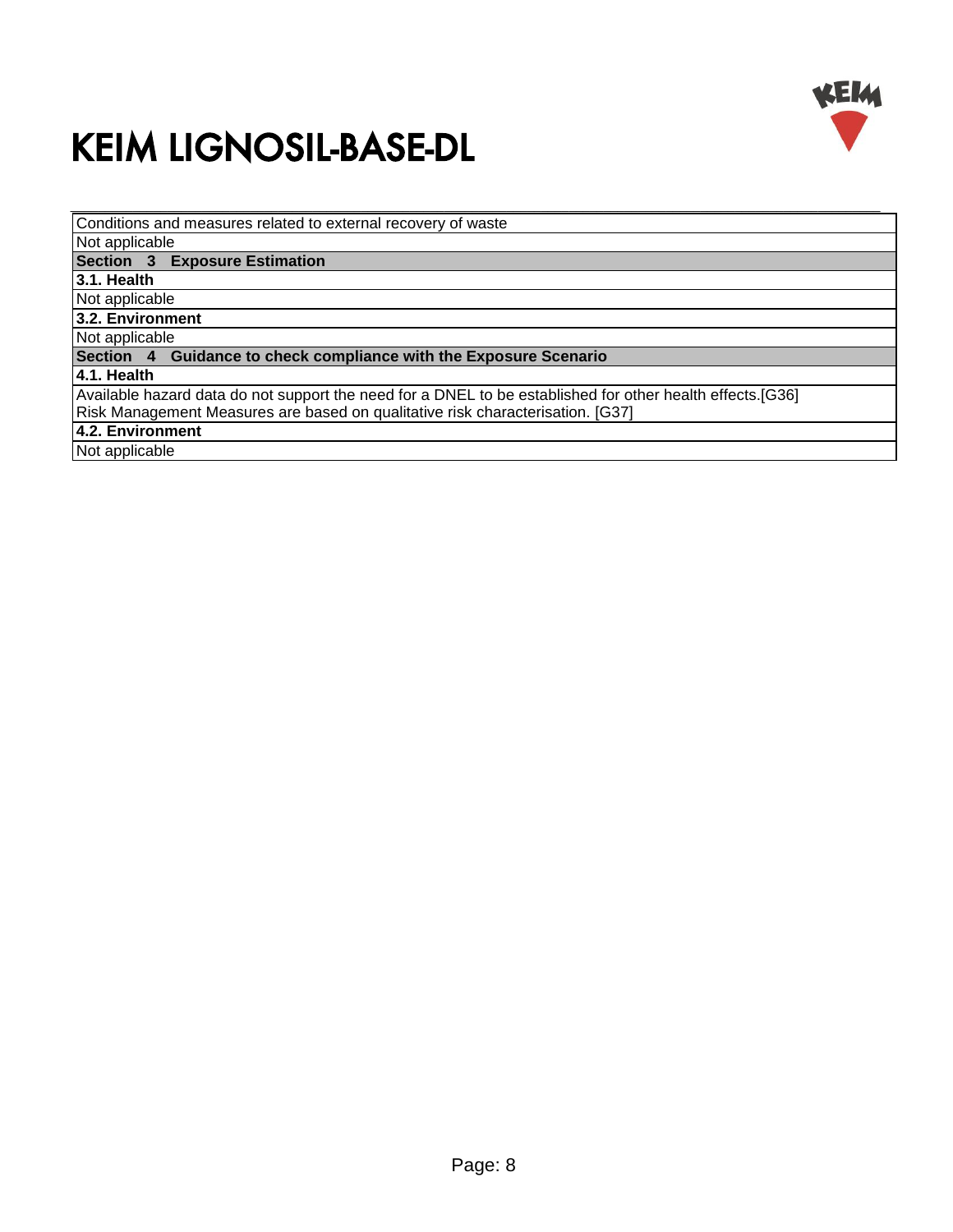Conditions and measures related to external recovery of waste

Not applicable

## Section 3 Exposure Estimation

### 3.1. Health

Not applicable

### 3.2. Environment

Not applicable

## Section 4 Guidance to check compliance with the Exposure Scenario

### 4.1. Health

Available hazard data do not support the need for a DNEL to be established for other health effects.[G36]
Risk Management Measures are based on qualitative risk characterisation. [G37]

### 4.2. Environment

Not applicable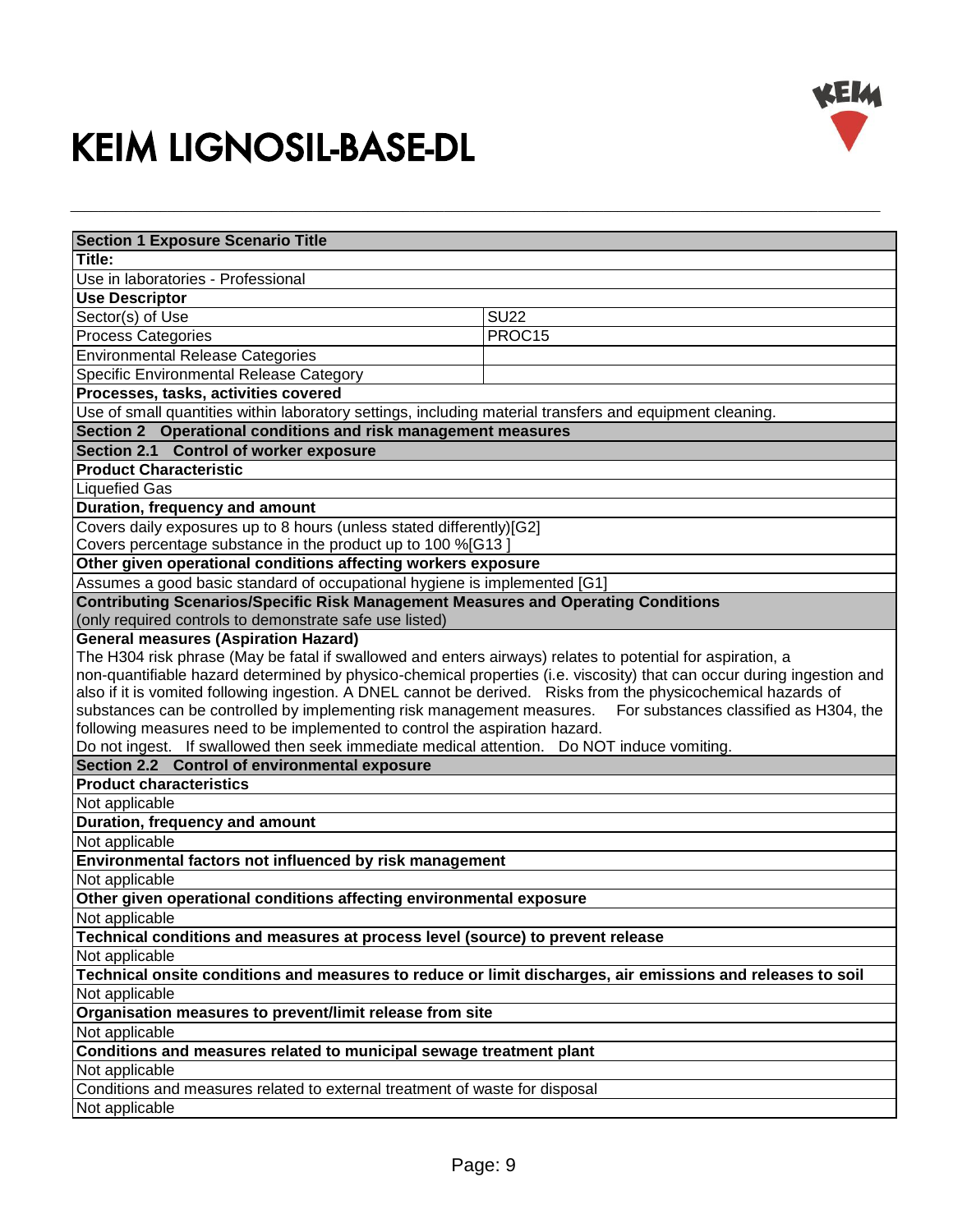# KEIM LIGNOSIL-BASE-DL

| Section 1 Exposure Scenario Title | |
|---|---|
| **Title:** | |
| Use in laboratories - Professional | |
| **Use Descriptor** | |
| Sector(s) of Use | SU22 |
| Process Categories | PROC15 |
| Environmental Release Categories | |
| Specific Environmental Release Category | |
| **Processes, tasks, activities covered** | |
| Use of small quantities within laboratory settings, including material transfers and equipment cleaning. | |
| **Section 2 Operational conditions and risk management measures** | |
| **Section 2.1 Control of worker exposure** | |
| **Product Characteristic** | |
| Liquefied Gas | |
| **Duration, frequency and amount** | |
| Covers daily exposures up to 8 hours (unless stated differently)[G2]<br>Covers percentage substance in the product up to 100 %[G13 ] | |
| **Other given operational conditions affecting workers exposure** | |
| Assumes a good basic standard of occupational hygiene is implemented [G1] | |
| **Contributing Scenarios/Specific Risk Management Measures and Operating Conditions**<br>(only required controls to demonstrate safe use listed) | |
| **General measures (Aspiration Hazard)**<br>The H304 risk phrase (May be fatal if swallowed and enters airways) relates to potential for aspiration, a non-quantifiable hazard determined by physico-chemical properties (i.e. viscosity) that can occur during ingestion and also if it is vomited following ingestion. A DNEL cannot be derived. Risks from the physicochemical hazards of substances can be controlled by implementing risk management measures. For substances classified as H304, the following measures need to be implemented to control the aspiration hazard.<br>Do not ingest. If swallowed then seek immediate medical attention. Do NOT induce vomiting. | |
| **Section 2.2 Control of environmental exposure** | |
| **Product characteristics** | |
| Not applicable | |
| **Duration, frequency and amount** | |
| Not applicable | |
| **Environmental factors not influenced by risk management** | |
| Not applicable | |
| **Other given operational conditions affecting environmental exposure** | |
| Not applicable | |
| **Technical conditions and measures at process level (source) to prevent release** | |
| Not applicable | |
| **Technical onsite conditions and measures to reduce or limit discharges, air emissions and releases to soil** | |
| Not applicable | |
| **Organisation measures to prevent/limit release from site** | |
| Not applicable | |
| **Conditions and measures related to municipal sewage treatment plant** | |
| Not applicable | |
| Conditions and measures related to external treatment of waste for disposal | |
| Not applicable | |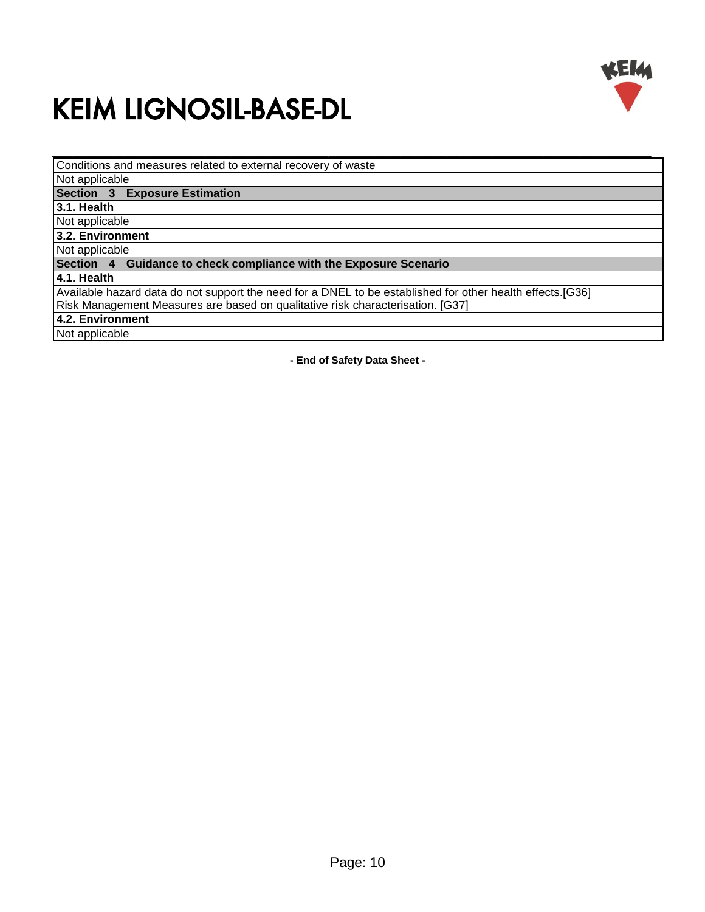Conditions and measures related to external recovery of waste

Not applicable

**Section 3 Exposure Estimation**

**3.1. Health**

Not applicable

**3.2. Environment**

Not applicable

**Section 4 Guidance to check compliance with the Exposure Scenario**

**4.1. Health**

Available hazard data do not support the need for a DNEL to be established for other health effects.[G36]
Risk Management Measures are based on qualitative risk characterisation. [G37]

**4.2. Environment**

Not applicable

**- End of Safety Data Sheet -**